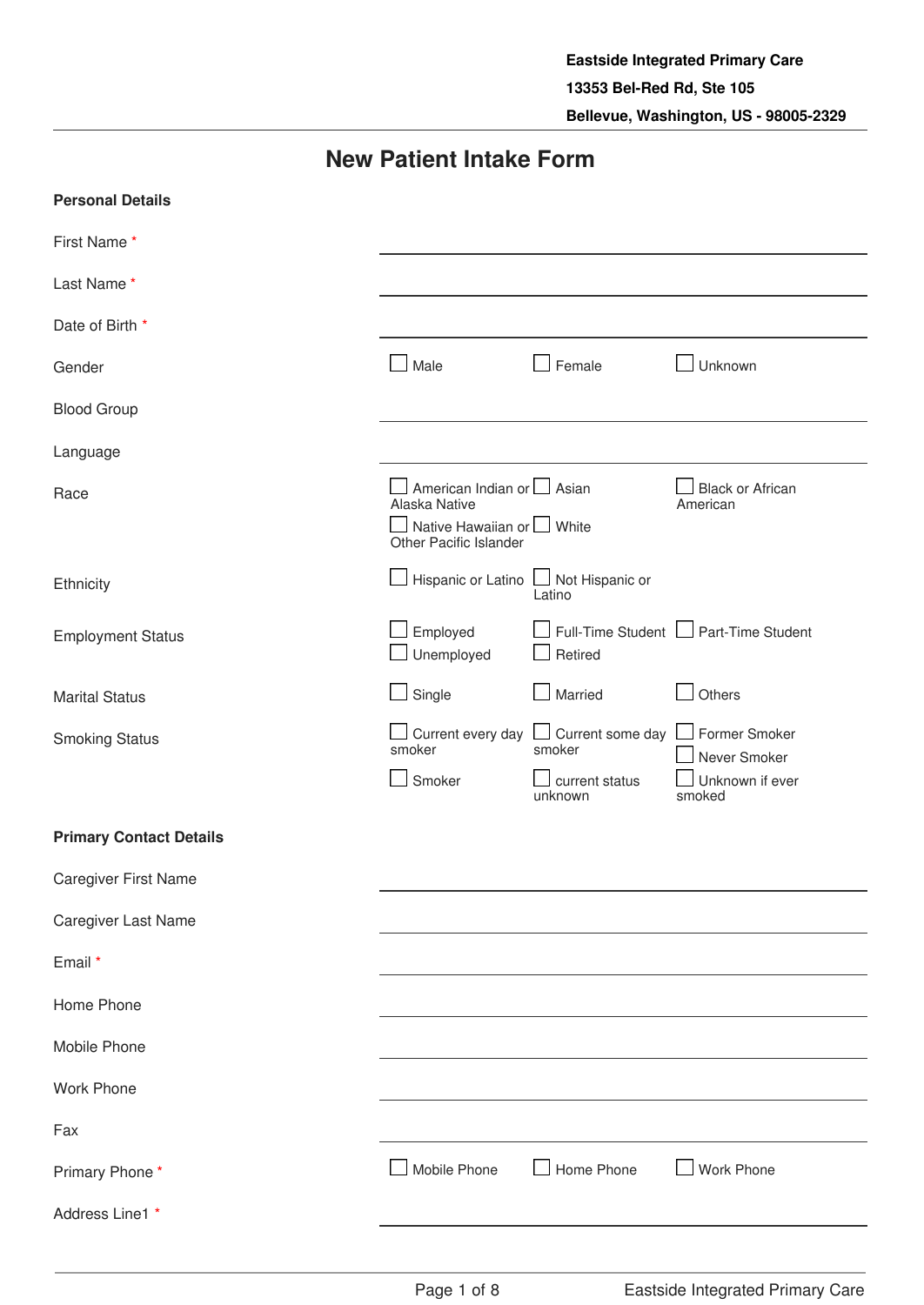**Eastside Integrated Primary Care**
**13353 Bel-Red Rd, Ste 105**
**Bellevue, Washington, US - 98005-2329**

# New Patient Intake Form

## Personal Details

First Name *: ______________________

Last Name *: ______________________

Date of Birth *: ______________________

Gender: ☐ Male ☐ Female ☐ Unknown

Blood Group: ______________________

Language: ______________________

Race: ☐ American Indian or Alaska Native ☐ Asian ☐ Black or African American ☐ Native Hawaiian or Other Pacific Islander ☐ White

Ethnicity: ☐ Hispanic or Latino ☐ Not Hispanic or Latino

Employment Status: ☐ Employed ☐ Full-Time Student ☐ Part-Time Student ☐ Unemployed ☐ Retired

Marital Status: ☐ Single ☐ Married ☐ Others

Smoking Status: ☐ Current every day smoker ☐ Current some day smoker ☐ Former Smoker ☐ Never Smoker ☐ Smoker ☐ current status unknown ☐ Unknown if ever smoked

## Primary Contact Details

Caregiver First Name: ______________________

Caregiver Last Name: ______________________

Email *: ______________________

Home Phone: ______________________

Mobile Phone: ______________________

Work Phone: ______________________

Fax: ______________________

Primary Phone *: ☐ Mobile Phone ☐ Home Phone ☐ Work Phone

Address Line1 *: ______________________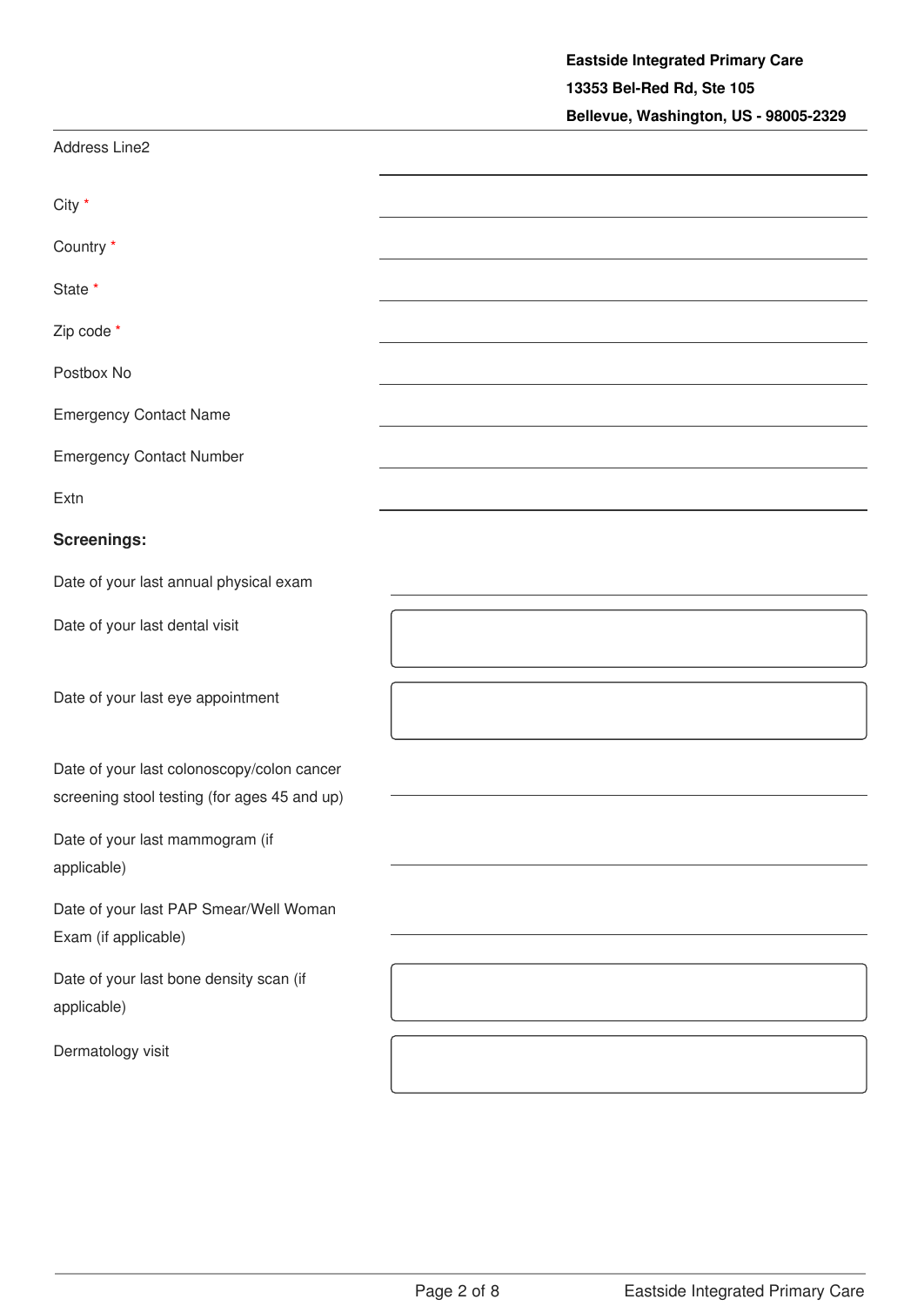**Eastside Integrated Primary Care**
**13353 Bel-Red Rd, Ste 105**
**Bellevue, Washington, US - 98005-2329**

Address Line2 ____________________

City * ____________________

Country * ____________________

State * ____________________

Zip code * ____________________

Postbox No ____________________

Emergency Contact Name ____________________

Emergency Contact Number ____________________

Extn ____________________

**Screenings:**

Date of your last annual physical exam ____________________

Date of your last dental visit ____________________

Date of your last eye appointment ____________________

Date of your last colonoscopy/colon cancer screening stool testing (for ages 45 and up) ____________________

Date of your last mammogram (if applicable) ____________________

Date of your last PAP Smear/Well Woman Exam (if applicable) ____________________

Date of your last bone density scan (if applicable) ____________________

Dermatology visit ____________________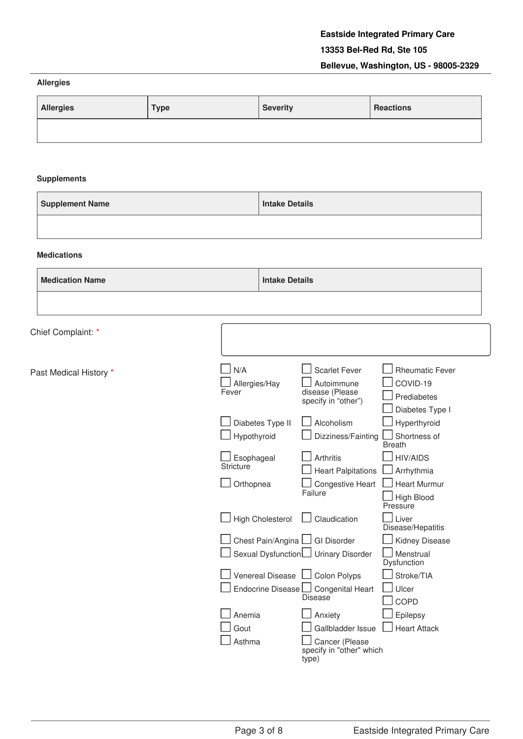**Eastside Integrated Primary Care**
**13353 Bel-Red Rd, Ste 105**
**Bellevue, Washington, US - 98005-2329**

### Allergies

| Allergies | Type | Severity | Reactions |
| --- | --- | --- | --- |
| | | | |

### Supplements

| Supplement Name | Intake Details |
| --- | --- |
| | |

### Medications

| Medication Name | Intake Details |
| --- | --- |
| | |

Chief Complaint: *

Past Medical History *

- ☐ N/A
- ☐ Allergies/Hay Fever
- ☐ Scarlet Fever
- ☐ Autoimmune disease (Please specify in “other”)
- ☐ Rheumatic Fever
- ☐ COVID-19
- ☐ Prediabetes
- ☐ Diabetes Type I
- ☐ Diabetes Type II
- ☐ Hypothyroid
- ☐ Alcoholism
- ☐ Dizziness/Fainting
- ☐ Hyperthyroid
- ☐ Shortness of Breath
- ☐ Esophageal Stricture
- ☐ Arthritis
- ☐ Heart Palpitations
- ☐ HIV/AIDS
- ☐ Arrhythmia
- ☐ Orthopnea
- ☐ Congestive Heart Failure
- ☐ Heart Murmur
- ☐ High Blood Pressure
- ☐ High Cholesterol
- ☐ Claudication
- ☐ Liver Disease/Hepatitis
- ☐ Chest Pain/Angina
- ☐ Sexual Dysfunction
- ☐ GI Disorder
- ☐ Urinary Disorder
- ☐ Kidney Disease
- ☐ Menstrual Dysfunction
- ☐ Venereal Disease
- ☐ Endocrine Disease
- ☐ Colon Polyps
- ☐ Congenital Heart Disease
- ☐ Stroke/TIA
- ☐ Ulcer
- ☐ COPD
- ☐ Anemia
- ☐ Gout
- ☐ Asthma
- ☐ Anxiety
- ☐ Gallbladder Issue
- ☐ Cancer (Please specify in "other" which type)
- ☐ Epilepsy
- ☐ Heart Attack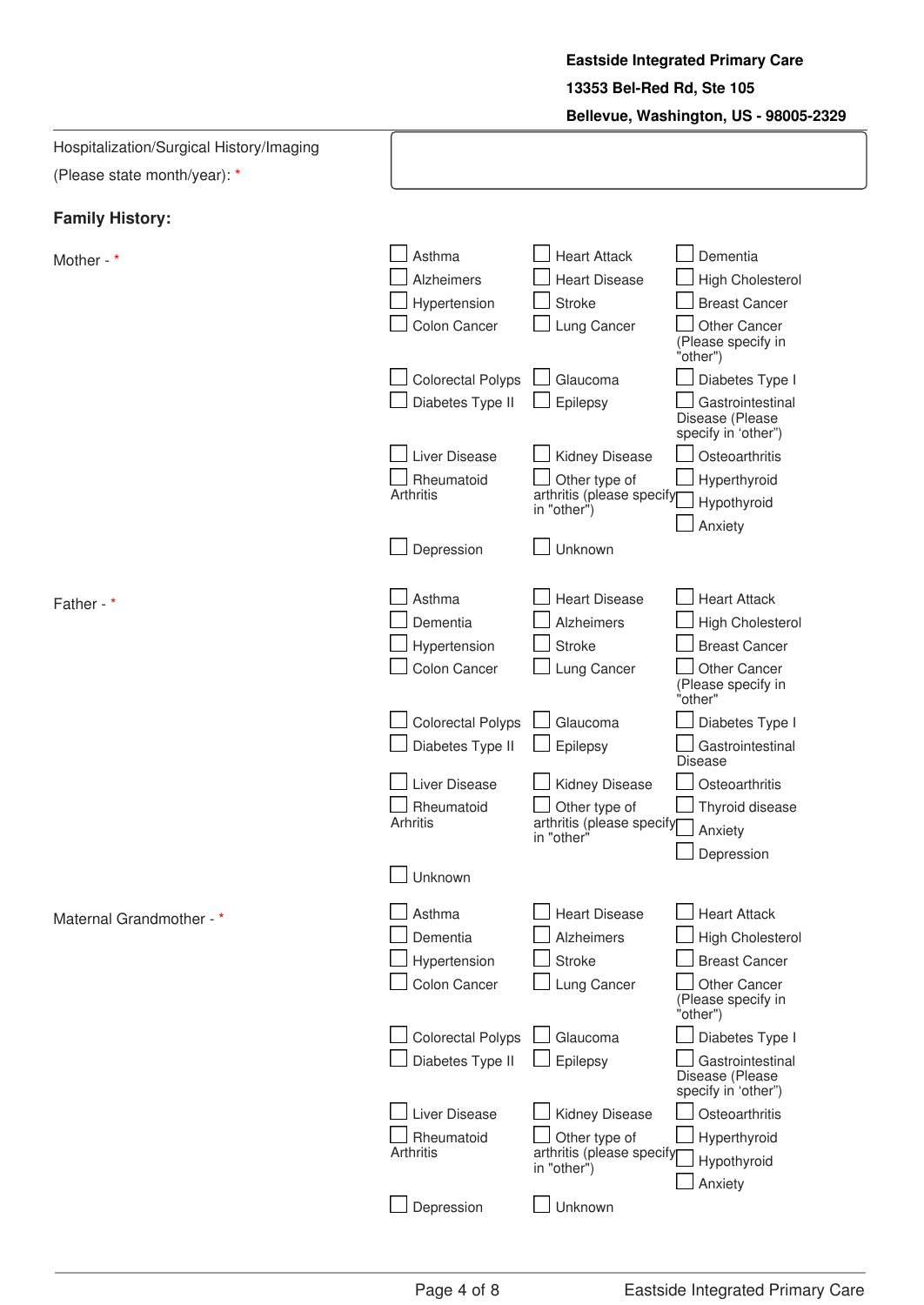Eastside Integrated Primary Care
13353 Bel-Red Rd, Ste 105
Bellevue, Washington, US - 98005-2329

Hospitalization/Surgical History/Imaging (Please state month/year): *

## Family History:

**Mother - ***

- [ ] Asthma
- [ ] Heart Attack
- [ ] Dementia
- [ ] Alzheimers
- [ ] Heart Disease
- [ ] High Cholesterol
- [ ] Hypertension
- [ ] Stroke
- [ ] Breast Cancer
- [ ] Colon Cancer
- [ ] Lung Cancer
- [ ] Other Cancer (Please specify in "other")
- [ ] Colorectal Polyps
- [ ] Glaucoma
- [ ] Diabetes Type I
- [ ] Diabetes Type II
- [ ] Epilepsy
- [ ] Gastrointestinal Disease (Please specify in 'other")
- [ ] Liver Disease
- [ ] Kidney Disease
- [ ] Osteoarthritis
- [ ] Rheumatoid Arthritis
- [ ] Other type of arthritis (please specify in "other")
- [ ] Hyperthyroid
- [ ] Hypothyroid
- [ ] Anxiety
- [ ] Depression
- [ ] Unknown

**Father - ***

- [ ] Asthma
- [ ] Heart Disease
- [ ] Heart Attack
- [ ] Dementia
- [ ] Alzheimers
- [ ] High Cholesterol
- [ ] Hypertension
- [ ] Stroke
- [ ] Breast Cancer
- [ ] Colon Cancer
- [ ] Lung Cancer
- [ ] Other Cancer (Please specify in "other"
- [ ] Colorectal Polyps
- [ ] Glaucoma
- [ ] Diabetes Type I
- [ ] Diabetes Type II
- [ ] Epilepsy
- [ ] Gastrointestinal Disease
- [ ] Liver Disease
- [ ] Kidney Disease
- [ ] Osteoarthritis
- [ ] Rheumatoid Arhritis
- [ ] Other type of arthritis (please specify in "other"
- [ ] Thyroid disease
- [ ] Anxiety
- [ ] Depression
- [ ] Unknown

**Maternal Grandmother - ***

- [ ] Asthma
- [ ] Heart Disease
- [ ] Heart Attack
- [ ] Dementia
- [ ] Alzheimers
- [ ] High Cholesterol
- [ ] Hypertension
- [ ] Stroke
- [ ] Breast Cancer
- [ ] Colon Cancer
- [ ] Lung Cancer
- [ ] Other Cancer (Please specify in "other")
- [ ] Colorectal Polyps
- [ ] Glaucoma
- [ ] Diabetes Type I
- [ ] Diabetes Type II
- [ ] Epilepsy
- [ ] Gastrointestinal Disease (Please specify in 'other")
- [ ] Liver Disease
- [ ] Kidney Disease
- [ ] Osteoarthritis
- [ ] Rheumatoid Arthritis
- [ ] Other type of arthritis (please specify in "other")
- [ ] Hyperthyroid
- [ ] Hypothyroid
- [ ] Anxiety
- [ ] Depression
- [ ] Unknown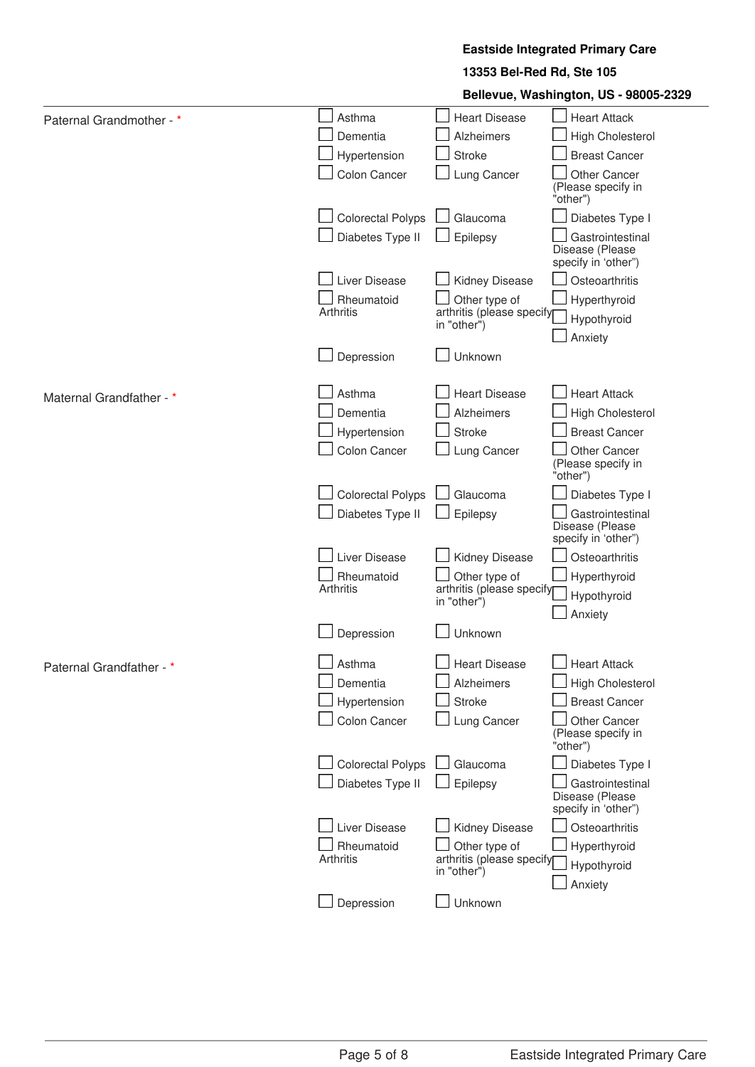**Eastside Integrated Primary Care**

**13353 Bel-Red Rd, Ste 105**

**Bellevue, Washington, US - 98005-2329**

Paternal Grandmother - *

- [ ] Asthma
- [ ] Heart Disease
- [ ] Heart Attack
- [ ] Dementia
- [ ] Alzheimers
- [ ] High Cholesterol
- [ ] Hypertension
- [ ] Stroke
- [ ] Breast Cancer
- [ ] Colon Cancer
- [ ] Lung Cancer
- [ ] Other Cancer (Please specify in "other")
- [ ] Colorectal Polyps
- [ ] Glaucoma
- [ ] Diabetes Type I
- [ ] Diabetes Type II
- [ ] Epilepsy
- [ ] Gastrointestinal Disease (Please specify in 'other")
- [ ] Liver Disease
- [ ] Kidney Disease
- [ ] Osteoarthritis
- [ ] Rheumatoid Arthritis
- [ ] Other type of arthritis (please specify in "other")
- [ ] Hyperthyroid
- [ ] Hypothyroid
- [ ] Anxiety
- [ ] Depression
- [ ] Unknown

Maternal Grandfather - *

- [ ] Asthma
- [ ] Heart Disease
- [ ] Heart Attack
- [ ] Dementia
- [ ] Alzheimers
- [ ] High Cholesterol
- [ ] Hypertension
- [ ] Stroke
- [ ] Breast Cancer
- [ ] Colon Cancer
- [ ] Lung Cancer
- [ ] Other Cancer (Please specify in "other")
- [ ] Colorectal Polyps
- [ ] Glaucoma
- [ ] Diabetes Type I
- [ ] Diabetes Type II
- [ ] Epilepsy
- [ ] Gastrointestinal Disease (Please specify in 'other")
- [ ] Liver Disease
- [ ] Kidney Disease
- [ ] Osteoarthritis
- [ ] Rheumatoid Arthritis
- [ ] Other type of arthritis (please specify in "other")
- [ ] Hyperthyroid
- [ ] Hypothyroid
- [ ] Anxiety
- [ ] Depression
- [ ] Unknown

Paternal Grandfather - *

- [ ] Asthma
- [ ] Heart Disease
- [ ] Heart Attack
- [ ] Dementia
- [ ] Alzheimers
- [ ] High Cholesterol
- [ ] Hypertension
- [ ] Stroke
- [ ] Breast Cancer
- [ ] Colon Cancer
- [ ] Lung Cancer
- [ ] Other Cancer (Please specify in "other")
- [ ] Colorectal Polyps
- [ ] Glaucoma
- [ ] Diabetes Type I
- [ ] Diabetes Type II
- [ ] Epilepsy
- [ ] Gastrointestinal Disease (Please specify in 'other")
- [ ] Liver Disease
- [ ] Kidney Disease
- [ ] Osteoarthritis
- [ ] Rheumatoid Arthritis
- [ ] Other type of arthritis (please specify in "other")
- [ ] Hyperthyroid
- [ ] Hypothyroid
- [ ] Anxiety
- [ ] Depression
- [ ] Unknown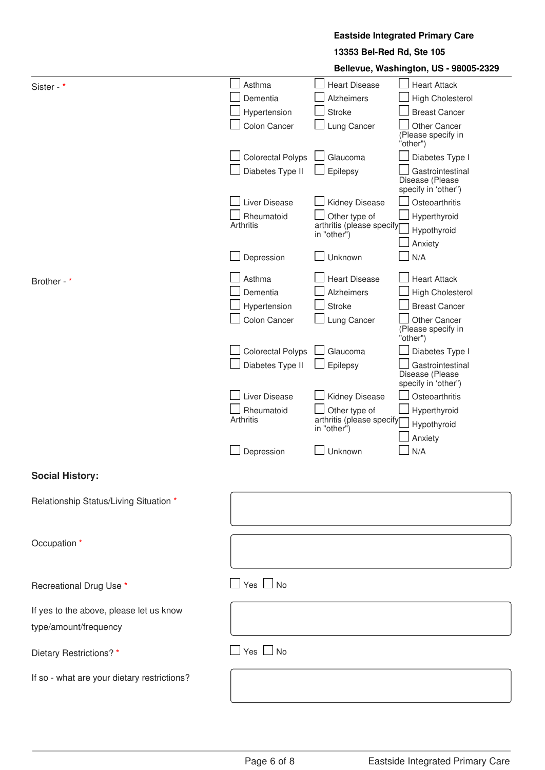**Eastside Integrated Primary Care**

**13353 Bel-Red Rd, Ste 105**

**Bellevue, Washington, US - 98005-2329**

Sister - *

- [ ] Asthma
- [ ] Heart Disease
- [ ] Heart Attack
- [ ] Dementia
- [ ] Alzheimers
- [ ] High Cholesterol
- [ ] Hypertension
- [ ] Stroke
- [ ] Breast Cancer
- [ ] Colon Cancer
- [ ] Lung Cancer
- [ ] Other Cancer (Please specify in "other")
- [ ] Colorectal Polyps
- [ ] Glaucoma
- [ ] Diabetes Type I
- [ ] Diabetes Type II
- [ ] Epilepsy
- [ ] Gastrointestinal Disease (Please specify in 'other")
- [ ] Liver Disease
- [ ] Kidney Disease
- [ ] Osteoarthritis
- [ ] Rheumatoid Arthritis
- [ ] Other type of arthritis (please specify in "other")
- [ ] Hyperthyroid
- [ ] Hypothyroid
- [ ] Anxiety
- [ ] Depression
- [ ] Unknown
- [ ] N/A

Brother - *

- [ ] Asthma
- [ ] Heart Disease
- [ ] Heart Attack
- [ ] Dementia
- [ ] Alzheimers
- [ ] High Cholesterol
- [ ] Hypertension
- [ ] Stroke
- [ ] Breast Cancer
- [ ] Colon Cancer
- [ ] Lung Cancer
- [ ] Other Cancer (Please specify in "other")
- [ ] Colorectal Polyps
- [ ] Glaucoma
- [ ] Diabetes Type I
- [ ] Diabetes Type II
- [ ] Epilepsy
- [ ] Gastrointestinal Disease (Please specify in 'other")
- [ ] Liver Disease
- [ ] Kidney Disease
- [ ] Osteoarthritis
- [ ] Rheumatoid Arthritis
- [ ] Other type of arthritis (please specify in "other")
- [ ] Hyperthyroid
- [ ] Hypothyroid
- [ ] Anxiety
- [ ] Depression
- [ ] Unknown
- [ ] N/A

## Social History:

Relationship Status/Living Situation *

Occupation *

Recreational Drug Use *

- [ ] Yes
- [ ] No

If yes to the above, please let us know type/amount/frequency

Dietary Restrictions? *

- [ ] Yes
- [ ] No

If so - what are your dietary restrictions?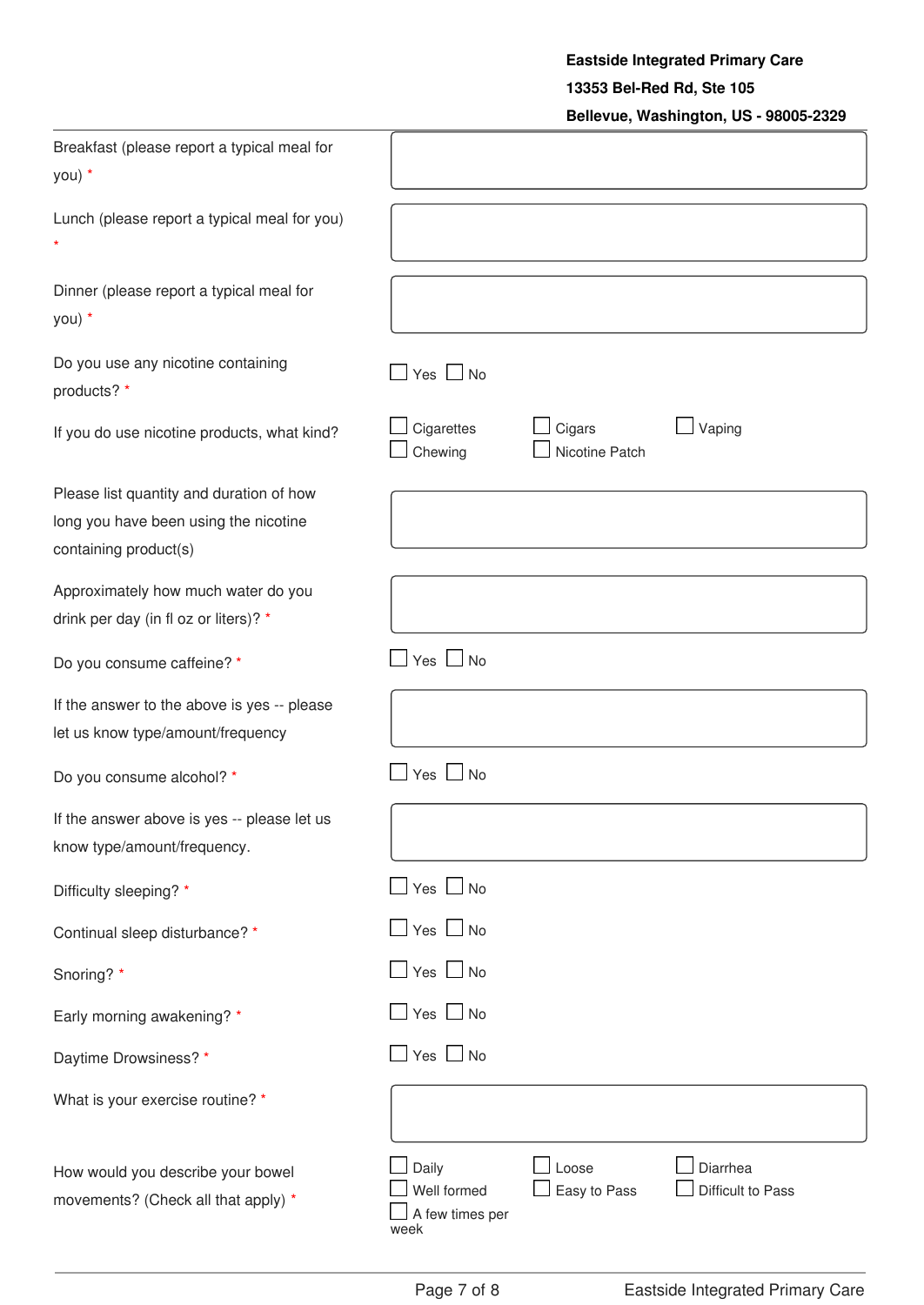**Eastside Integrated Primary Care**
**13353 Bel-Red Rd, Ste 105**
**Bellevue, Washington, US - 98005-2329**

---

Breakfast (please report a typical meal for you) *

Lunch (please report a typical meal for you) *

Dinner (please report a typical meal for you) *

Do you use any nicotine containing products? *
☐ Yes ☐ No

If you do use nicotine products, what kind?
☐ Cigarettes ☐ Cigars ☐ Vaping
☐ Chewing ☐ Nicotine Patch

Please list quantity and duration of how long you have been using the nicotine containing product(s)

Approximately how much water do you drink per day (in fl oz or liters)? *

Do you consume caffeine? *
☐ Yes ☐ No

If the answer to the above is yes -- please let us know type/amount/frequency

Do you consume alcohol? *
☐ Yes ☐ No

If the answer above is yes -- please let us know type/amount/frequency.

Difficulty sleeping? *
☐ Yes ☐ No

Continual sleep disturbance? *
☐ Yes ☐ No

Snoring? *
☐ Yes ☐ No

Early morning awakening? *
☐ Yes ☐ No

Daytime Drowsiness? *
☐ Yes ☐ No

What is your exercise routine? *

How would you describe your bowel movements? (Check all that apply) *
☐ Daily ☐ Loose ☐ Diarrhea
☐ Well formed ☐ Easy to Pass ☐ Difficult to Pass
☐ A few times per week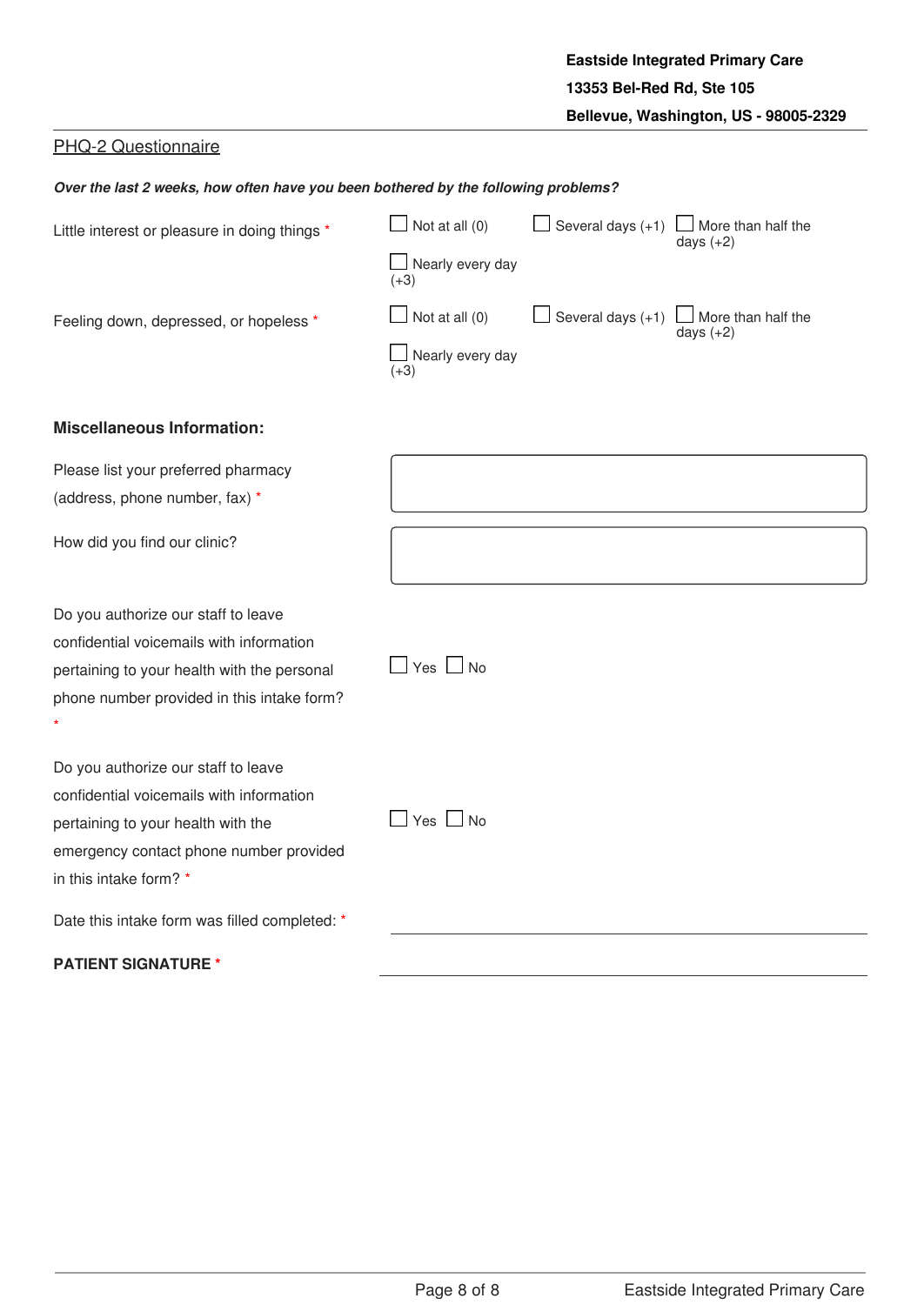Eastside Integrated Primary Care
13353 Bel-Red Rd, Ste 105
Bellevue, Washington, US - 98005-2329

## PHQ-2 Questionnaire

***Over the last 2 weeks, how often have you been bothered by the following problems?***

Little interest or pleasure in doing things *

☐ Not at all (0) ☐ Several days (+1) ☐ More than half the days (+2) ☐ Nearly every day (+3)

Feeling down, depressed, or hopeless *

☐ Not at all (0) ☐ Several days (+1) ☐ More than half the days (+2) ☐ Nearly every day (+3)

**Miscellaneous Information:**

Please list your preferred pharmacy (address, phone number, fax) *

How did you find our clinic?

Do you authorize our staff to leave confidential voicemails with information pertaining to your health with the personal phone number provided in this intake form? *

☐ Yes ☐ No

Do you authorize our staff to leave confidential voicemails with information pertaining to your health with the emergency contact phone number provided in this intake form? *

☐ Yes ☐ No

Date this intake form was filled completed: * ______________________

**PATIENT SIGNATURE** * ______________________